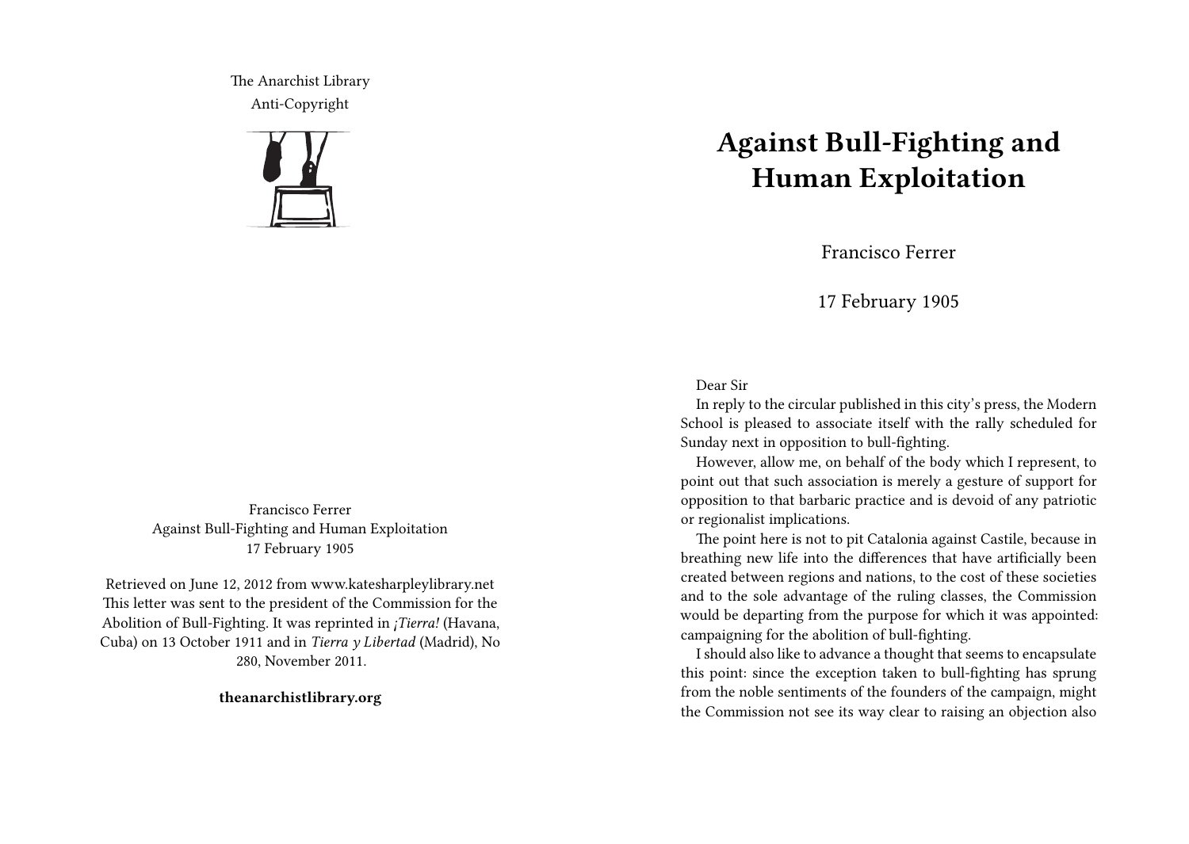The Anarchist Library
Anti-Copyright

Francisco Ferrer
Against Bull-Fighting and Human Exploitation
17 February 1905

Retrieved on June 12, 2012 from www.katesharpleylibrary.net
This letter was sent to the president of the Commission for the Abolition of Bull-Fighting. It was reprinted in *¡Tierra!* (Havana, Cuba) on 13 October 1911 and in *Tierra y Libertad* (Madrid), No 280, November 2011.

**theanarchistlibrary.org**

# Against Bull-Fighting and Human Exploitation

Francisco Ferrer

17 February 1905

Dear Sir

In reply to the circular published in this city's press, the Modern School is pleased to associate itself with the rally scheduled for Sunday next in opposition to bull-fighting.

However, allow me, on behalf of the body which I represent, to point out that such association is merely a gesture of support for opposition to that barbaric practice and is devoid of any patriotic or regionalist implications.

The point here is not to pit Catalonia against Castile, because in breathing new life into the differences that have artificially been created between regions and nations, to the cost of these societies and to the sole advantage of the ruling classes, the Commission would be departing from the purpose for which it was appointed: campaigning for the abolition of bull-fighting.

I should also like to advance a thought that seems to encapsulate this point: since the exception taken to bull-fighting has sprung from the noble sentiments of the founders of the campaign, might the Commission not see its way clear to raising an objection also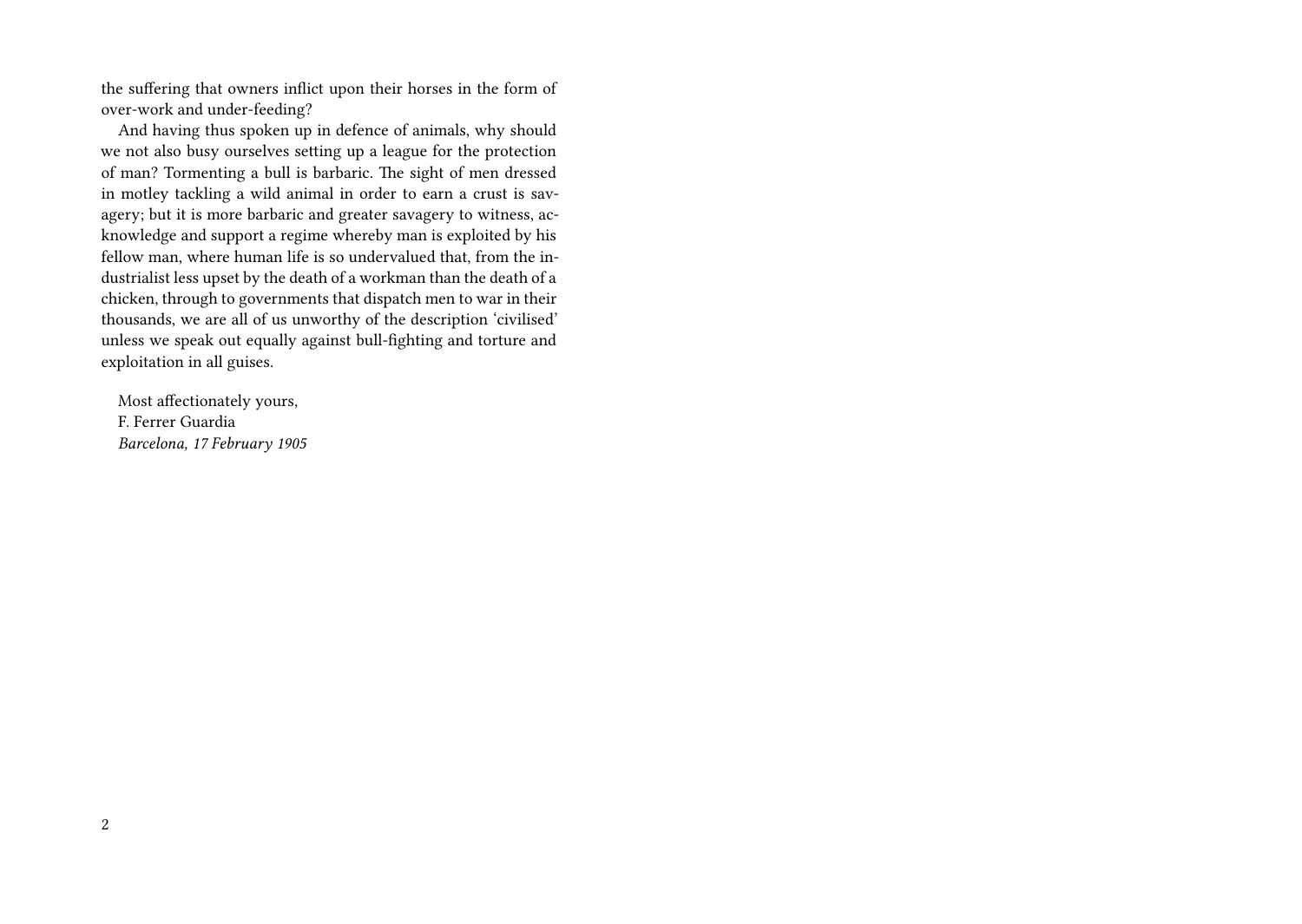the suffering that owners inflict upon their horses in the form of over-work and under-feeding?

And having thus spoken up in defence of animals, why should we not also busy ourselves setting up a league for the protection of man? Tormenting a bull is barbaric. The sight of men dressed in motley tackling a wild animal in order to earn a crust is savagery; but it is more barbaric and greater savagery to witness, acknowledge and support a regime whereby man is exploited by his fellow man, where human life is so undervalued that, from the industrialist less upset by the death of a workman than the death of a chicken, through to governments that dispatch men to war in their thousands, we are all of us unworthy of the description 'civilised' unless we speak out equally against bull-fighting and torture and exploitation in all guises.

Most affectionately yours,
F. Ferrer Guardia
*Barcelona, 17 February 1905*